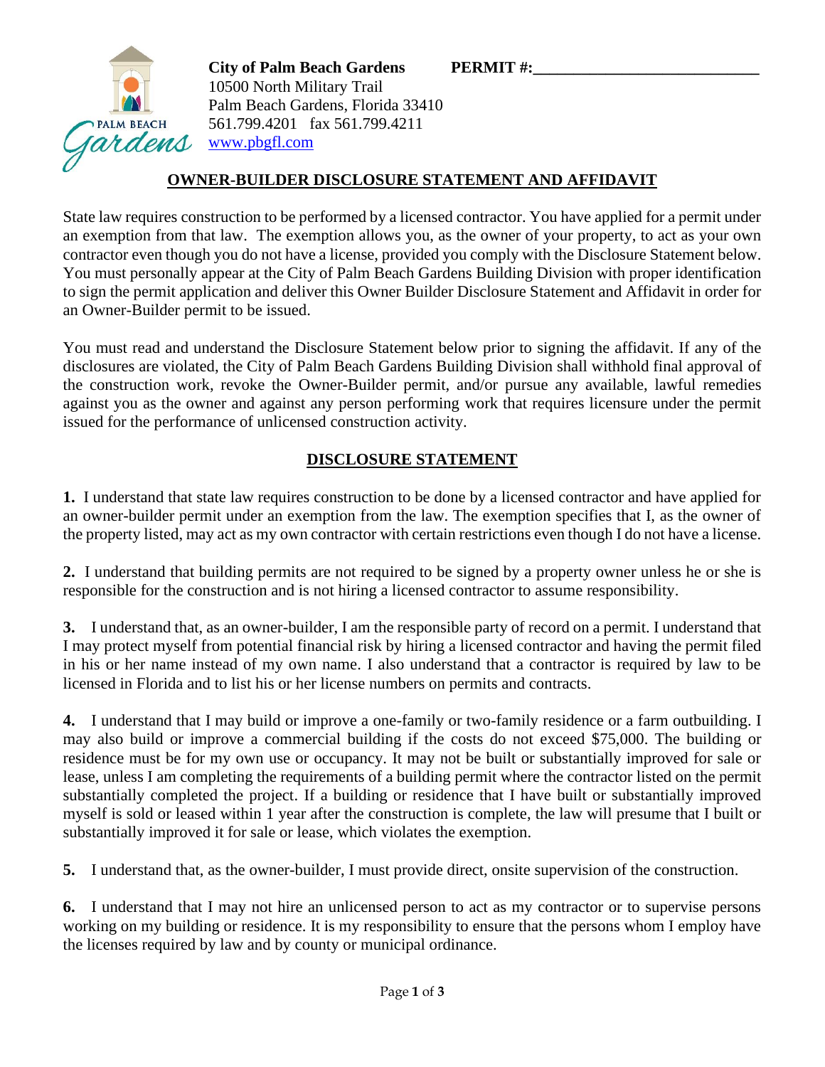**City of Palm Beach Gardens** **PERMIT #:____________________________**
10500 North Military Trail
Palm Beach Gardens, Florida 33410
561.799.4201 fax 561.799.4211
www.pbgfl.com

## OWNER-BUILDER DISCLOSURE STATEMENT AND AFFIDAVIT

State law requires construction to be performed by a licensed contractor. You have applied for a permit under an exemption from that law. The exemption allows you, as the owner of your property, to act as your own contractor even though you do not have a license, provided you comply with the Disclosure Statement below. You must personally appear at the City of Palm Beach Gardens Building Division with proper identification to sign the permit application and deliver this Owner Builder Disclosure Statement and Affidavit in order for an Owner-Builder permit to be issued.

You must read and understand the Disclosure Statement below prior to signing the affidavit. If any of the disclosures are violated, the City of Palm Beach Gardens Building Division shall withhold final approval of the construction work, revoke the Owner-Builder permit, and/or pursue any available, lawful remedies against you as the owner and against any person performing work that requires licensure under the permit issued for the performance of unlicensed construction activity.

## DISCLOSURE STATEMENT

**1.** I understand that state law requires construction to be done by a licensed contractor and have applied for an owner-builder permit under an exemption from the law. The exemption specifies that I, as the owner of the property listed, may act as my own contractor with certain restrictions even though I do not have a license.

**2.** I understand that building permits are not required to be signed by a property owner unless he or she is responsible for the construction and is not hiring a licensed contractor to assume responsibility.

**3.** I understand that, as an owner-builder, I am the responsible party of record on a permit. I understand that I may protect myself from potential financial risk by hiring a licensed contractor and having the permit filed in his or her name instead of my own name. I also understand that a contractor is required by law to be licensed in Florida and to list his or her license numbers on permits and contracts.

**4.** I understand that I may build or improve a one-family or two-family residence or a farm outbuilding. I may also build or improve a commercial building if the costs do not exceed $75,000. The building or residence must be for my own use or occupancy. It may not be built or substantially improved for sale or lease, unless I am completing the requirements of a building permit where the contractor listed on the permit substantially completed the project. If a building or residence that I have built or substantially improved myself is sold or leased within 1 year after the construction is complete, the law will presume that I built or substantially improved it for sale or lease, which violates the exemption.

**5.** I understand that, as the owner-builder, I must provide direct, onsite supervision of the construction.

**6.** I understand that I may not hire an unlicensed person to act as my contractor or to supervise persons working on my building or residence. It is my responsibility to ensure that the persons whom I employ have the licenses required by law and by county or municipal ordinance.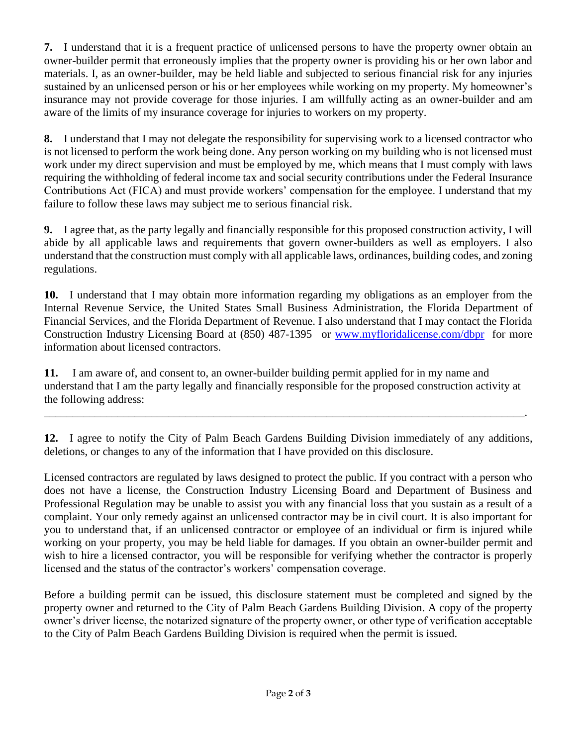**7.** I understand that it is a frequent practice of unlicensed persons to have the property owner obtain an owner-builder permit that erroneously implies that the property owner is providing his or her own labor and materials. I, as an owner-builder, may be held liable and subjected to serious financial risk for any injuries sustained by an unlicensed person or his or her employees while working on my property. My homeowner's insurance may not provide coverage for those injuries. I am willfully acting as an owner-builder and am aware of the limits of my insurance coverage for injuries to workers on my property.

**8.** I understand that I may not delegate the responsibility for supervising work to a licensed contractor who is not licensed to perform the work being done. Any person working on my building who is not licensed must work under my direct supervision and must be employed by me, which means that I must comply with laws requiring the withholding of federal income tax and social security contributions under the Federal Insurance Contributions Act (FICA) and must provide workers' compensation for the employee. I understand that my failure to follow these laws may subject me to serious financial risk.

**9.** I agree that, as the party legally and financially responsible for this proposed construction activity, I will abide by all applicable laws and requirements that govern owner-builders as well as employers. I also understand that the construction must comply with all applicable laws, ordinances, building codes, and zoning regulations.

**10.** I understand that I may obtain more information regarding my obligations as an employer from the Internal Revenue Service, the United States Small Business Administration, the Florida Department of Financial Services, and the Florida Department of Revenue. I also understand that I may contact the Florida Construction Industry Licensing Board at (850) 487-1395 or [www.myfloridalicense.com/dbpr](http://www.myfloridalicense.com/dbpr) for more information about licensed contractors.

**11.** I am aware of, and consent to, an owner-builder building permit applied for in my name and understand that I am the party legally and financially responsible for the proposed construction activity at the following address:

______________________________________________________________________________.

**12.** I agree to notify the City of Palm Beach Gardens Building Division immediately of any additions, deletions, or changes to any of the information that I have provided on this disclosure.

Licensed contractors are regulated by laws designed to protect the public. If you contract with a person who does not have a license, the Construction Industry Licensing Board and Department of Business and Professional Regulation may be unable to assist you with any financial loss that you sustain as a result of a complaint. Your only remedy against an unlicensed contractor may be in civil court. It is also important for you to understand that, if an unlicensed contractor or employee of an individual or firm is injured while working on your property, you may be held liable for damages. If you obtain an owner-builder permit and wish to hire a licensed contractor, you will be responsible for verifying whether the contractor is properly licensed and the status of the contractor's workers' compensation coverage.

Before a building permit can be issued, this disclosure statement must be completed and signed by the property owner and returned to the City of Palm Beach Gardens Building Division. A copy of the property owner's driver license, the notarized signature of the property owner, or other type of verification acceptable to the City of Palm Beach Gardens Building Division is required when the permit is issued.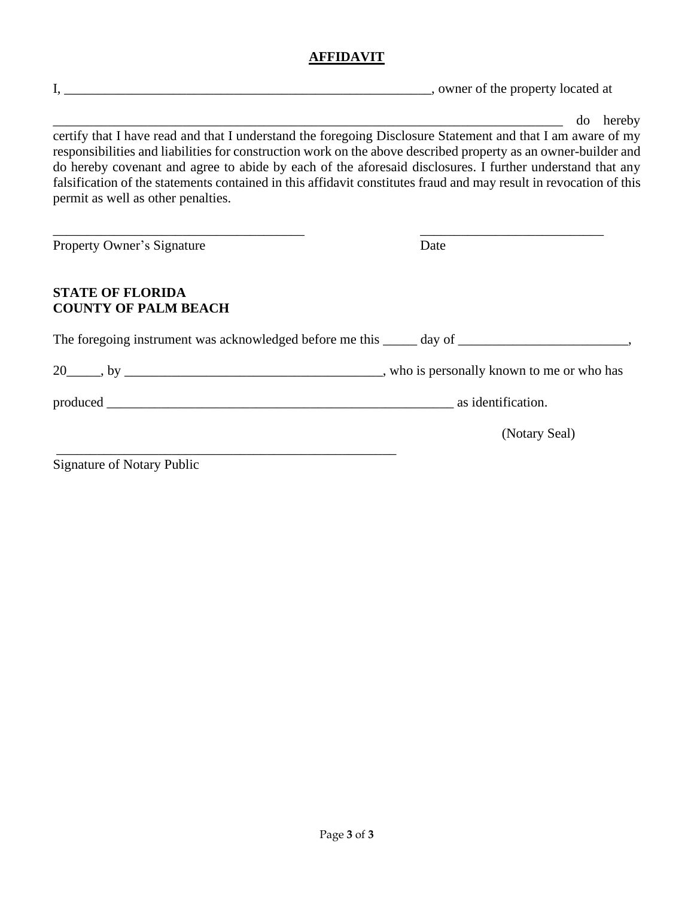## AFFIDAVIT

I, ________________________________________________________, owner of the property located at

_____________________________________________________________________________ do hereby certify that I have read and that I understand the foregoing Disclosure Statement and that I am aware of my responsibilities and liabilities for construction work on the above described property as an owner-builder and do hereby covenant and agree to abide by each of the aforesaid disclosures. I further understand that any falsification of the statements contained in this affidavit constitutes fraud and may result in revocation of this permit as well as other penalties.

______________________________________ ____________________________

Property Owner's Signature Date

**STATE OF FLORIDA**
**COUNTY OF PALM BEACH**

The foregoing instrument was acknowledged before me this _____ day of _________________________,

20_____, by ______________________________________, who is personally known to me or who has

produced _____________________________________________________ as identification.

(Notary Seal)

____________________________________________________

Signature of Notary Public